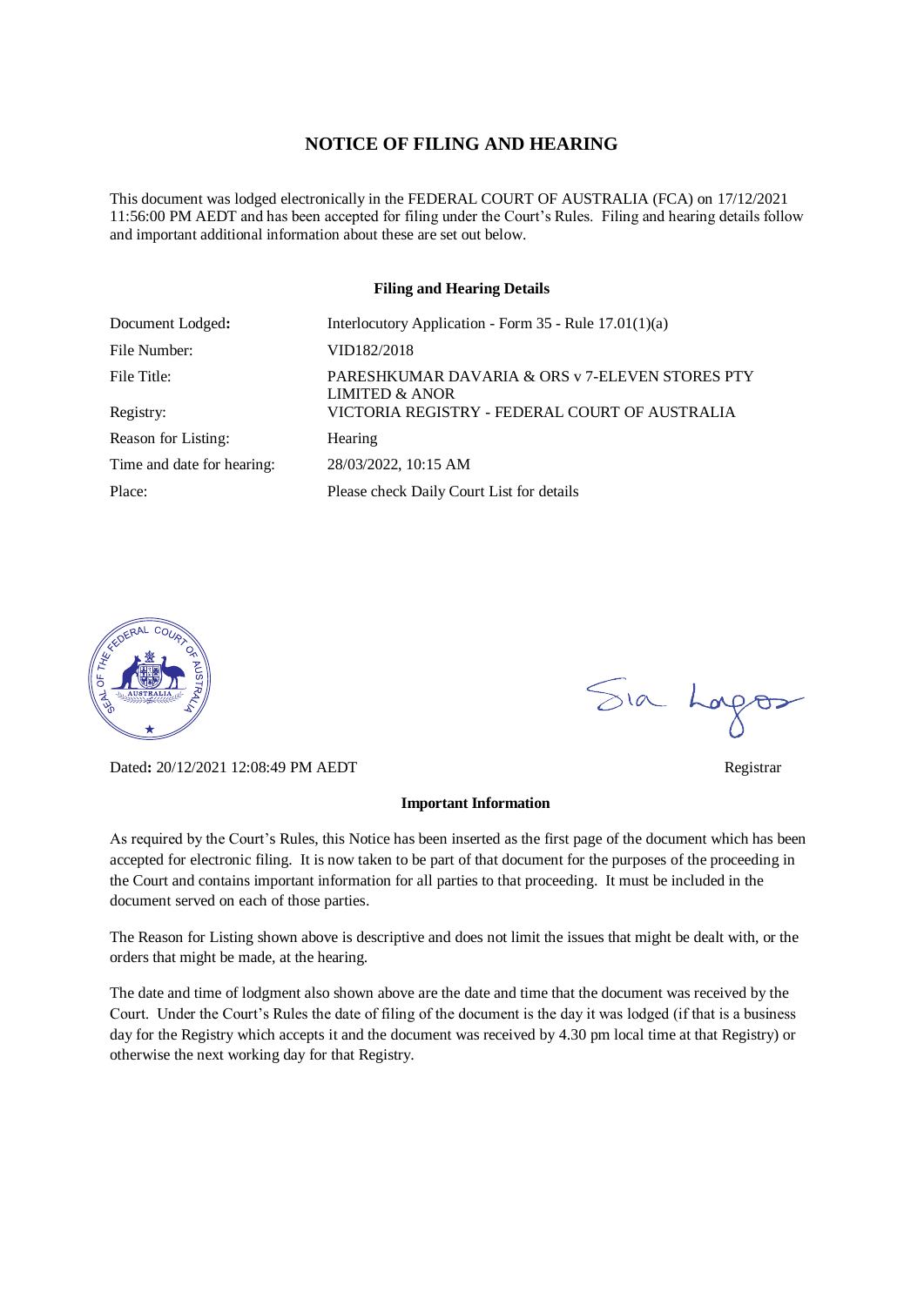# NOTICE OF FILING AND HEARING

This document was lodged electronically in the FEDERAL COURT OF AUSTRALIA (FCA) on 17/12/2021 11:56:00 PM AEDT and has been accepted for filing under the Court's Rules. Filing and hearing details follow and important additional information about these are set out below.

### Filing and Hearing Details

| | |
|---|---|
| Document Lodged: | Interlocutory Application - Form 35 - Rule 17.01(1)(a) |
| File Number: | VID182/2018 |
| File Title: | PARESHKUMAR DAVARIA & ORS v 7-ELEVEN STORES PTY LIMITED & ANOR |
| Registry: | VICTORIA REGISTRY - FEDERAL COURT OF AUSTRALIA |
| Reason for Listing: | Hearing |
| Time and date for hearing: | 28/03/2022, 10:15 AM |
| Place: | Please check Daily Court List for details |

Dated: 20/12/2021 12:08:49 PM AEDT

Registrar

### Important Information

As required by the Court's Rules, this Notice has been inserted as the first page of the document which has been accepted for electronic filing. It is now taken to be part of that document for the purposes of the proceeding in the Court and contains important information for all parties to that proceeding. It must be included in the document served on each of those parties.

The Reason for Listing shown above is descriptive and does not limit the issues that might be dealt with, or the orders that might be made, at the hearing.

The date and time of lodgment also shown above are the date and time that the document was received by the Court. Under the Court's Rules the date of filing of the document is the day it was lodged (if that is a business day for the Registry which accepts it and the document was received by 4.30 pm local time at that Registry) or otherwise the next working day for that Registry.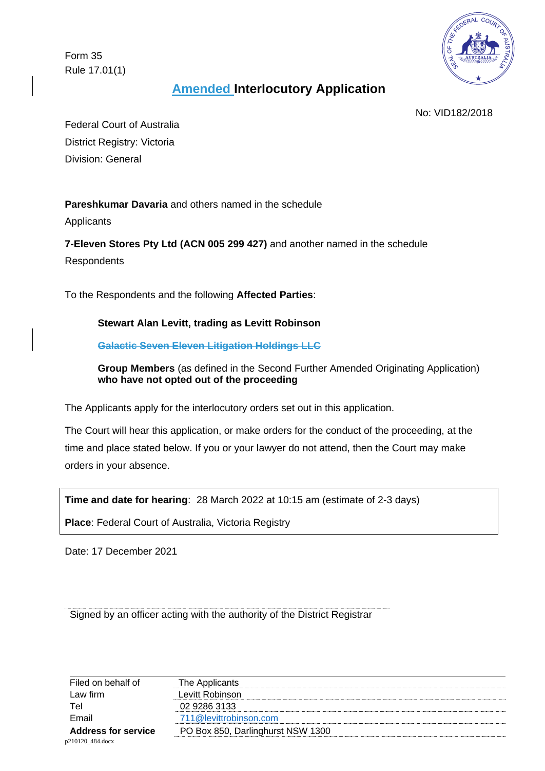Form 35
Rule 17.01(1)

# Amended Interlocutory Application

No: VID182/2018

Federal Court of Australia
District Registry: Victoria
Division: General

**Pareshkumar Davaria** and others named in the schedule
Applicants

**7-Eleven Stores Pty Ltd (ACN 005 299 427)** and another named in the schedule
Respondents

To the Respondents and the following **Affected Parties**:

> **Stewart Alan Levitt, trading as Levitt Robinson**
>
> ~~**Galactic Seven Eleven Litigation Holdings LLC**~~
>
> **Group Members** (as defined in the Second Further Amended Originating Application) **who have not opted out of the proceeding**

The Applicants apply for the interlocutory orders set out in this application.

The Court will hear this application, or make orders for the conduct of the proceeding, at the time and place stated below. If you or your lawyer do not attend, then the Court may make orders in your absence.

**Time and date for hearing**: 28 March 2022 at 10:15 am (estimate of 2-3 days)

**Place**: Federal Court of Australia, Victoria Registry

Date: 17 December 2021

Signed by an officer acting with the authority of the District Registrar

| | |
|---|---|
| Filed on behalf of | The Applicants |
| Law firm | Levitt Robinson |
| Tel | 02 9286 3133 |
| Email | 711@levittrobinson.com |
| **Address for service** | PO Box 850, Darlinghurst NSW 1300 |

p210120_484.docx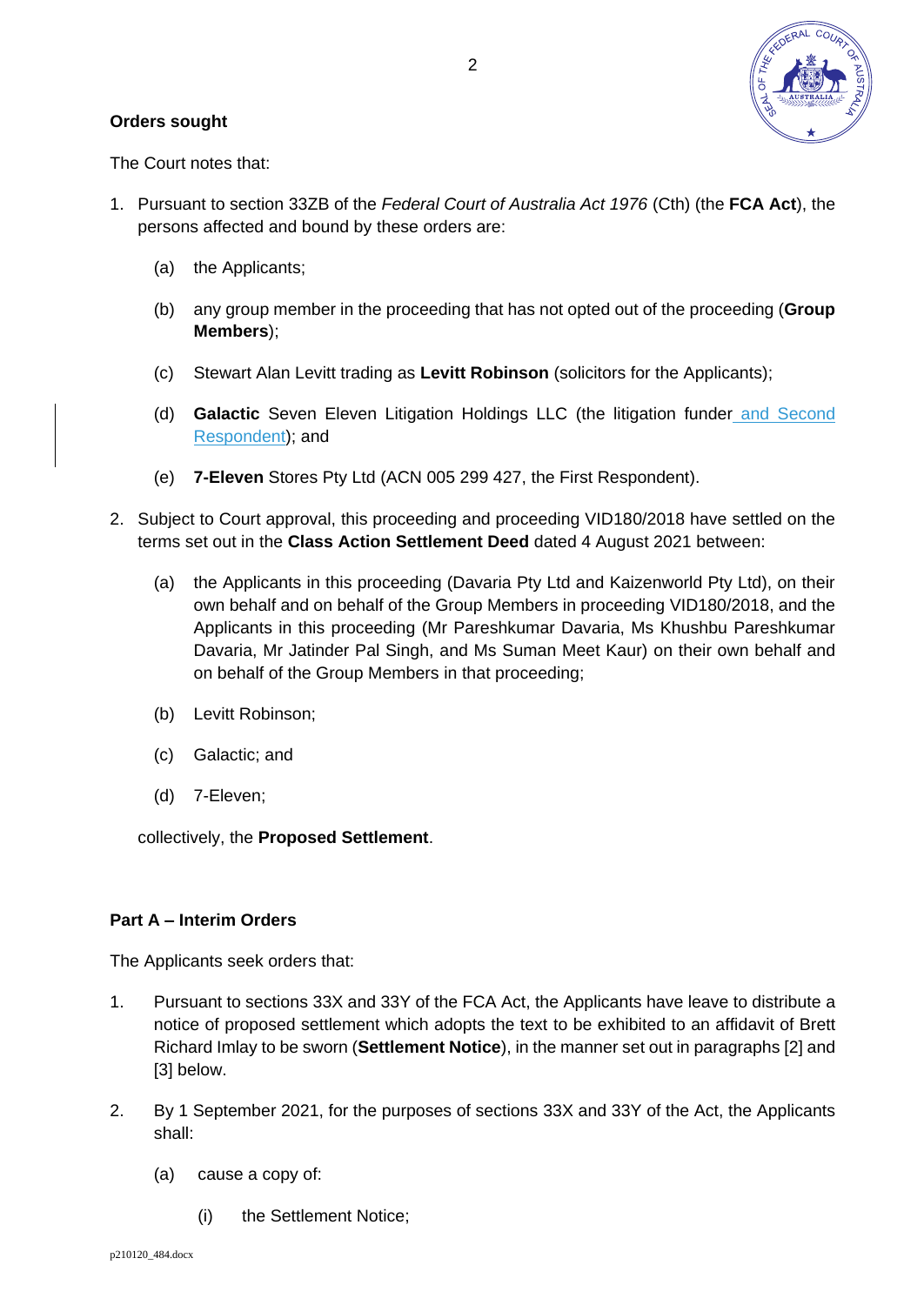**Orders sought**

The Court notes that:

1. Pursuant to section 33ZB of the *Federal Court of Australia Act 1976* (Cth) (the **FCA Act**), the persons affected and bound by these orders are:

   (a) the Applicants;

   (b) any group member in the proceeding that has not opted out of the proceeding (**Group Members**);

   (c) Stewart Alan Levitt trading as **Levitt Robinson** (solicitors for the Applicants);

   (d) **Galactic** Seven Eleven Litigation Holdings LLC (the litigation funder and Second Respondent); and

   (e) **7-Eleven** Stores Pty Ltd (ACN 005 299 427, the First Respondent).

2. Subject to Court approval, this proceeding and proceeding VID180/2018 have settled on the terms set out in the **Class Action Settlement Deed** dated 4 August 2021 between:

   (a) the Applicants in this proceeding (Davaria Pty Ltd and Kaizenworld Pty Ltd), on their own behalf and on behalf of the Group Members in proceeding VID180/2018, and the Applicants in this proceeding (Mr Pareshkumar Davaria, Ms Khushbu Pareshkumar Davaria, Mr Jatinder Pal Singh, and Ms Suman Meet Kaur) on their own behalf and on behalf of the Group Members in that proceeding;

   (b) Levitt Robinson;

   (c) Galactic; and

   (d) 7-Eleven;

   collectively, the **Proposed Settlement**.

**Part A – Interim Orders**

The Applicants seek orders that:

1. Pursuant to sections 33X and 33Y of the FCA Act, the Applicants have leave to distribute a notice of proposed settlement which adopts the text to be exhibited to an affidavit of Brett Richard Imlay to be sworn (**Settlement Notice**), in the manner set out in paragraphs [2] and [3] below.

2. By 1 September 2021, for the purposes of sections 33X and 33Y of the Act, the Applicants shall:

   (a) cause a copy of:

      (i) the Settlement Notice;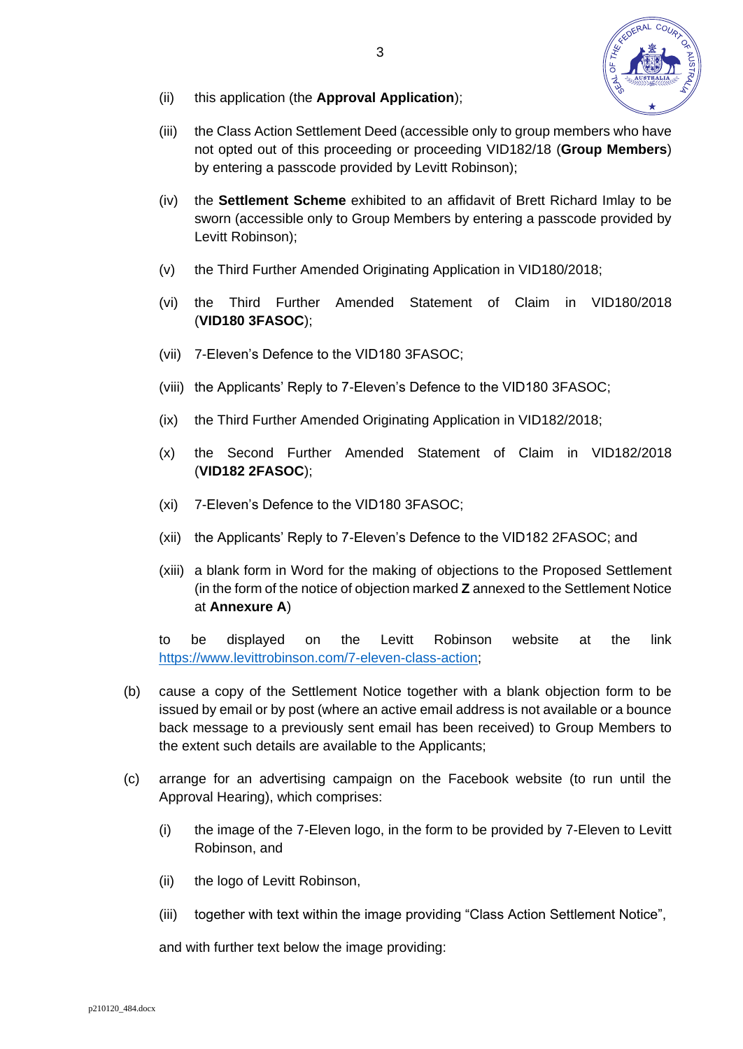(ii) this application (the **Approval Application**);

(iii) the Class Action Settlement Deed (accessible only to group members who have not opted out of this proceeding or proceeding VID182/18 (**Group Members**) by entering a passcode provided by Levitt Robinson);

(iv) the **Settlement Scheme** exhibited to an affidavit of Brett Richard Imlay to be sworn (accessible only to Group Members by entering a passcode provided by Levitt Robinson);

(v) the Third Further Amended Originating Application in VID180/2018;

(vi) the Third Further Amended Statement of Claim in VID180/2018 (**VID180 3FASOC**);

(vii) 7-Eleven's Defence to the VID180 3FASOC;

(viii) the Applicants' Reply to 7-Eleven's Defence to the VID180 3FASOC;

(ix) the Third Further Amended Originating Application in VID182/2018;

(x) the Second Further Amended Statement of Claim in VID182/2018 (**VID182 2FASOC**);

(xi) 7-Eleven's Defence to the VID180 3FASOC;

(xii) the Applicants' Reply to 7-Eleven's Defence to the VID182 2FASOC; and

(xiii) a blank form in Word for the making of objections to the Proposed Settlement (in the form of the notice of objection marked **Z** annexed to the Settlement Notice at **Annexure A**)

to be displayed on the Levitt Robinson website at the link https://www.levittrobinson.com/7-eleven-class-action;

(b) cause a copy of the Settlement Notice together with a blank objection form to be issued by email or by post (where an active email address is not available or a bounce back message to a previously sent email has been received) to Group Members to the extent such details are available to the Applicants;

(c) arrange for an advertising campaign on the Facebook website (to run until the Approval Hearing), which comprises:

(i) the image of the 7-Eleven logo, in the form to be provided by 7-Eleven to Levitt Robinson, and

(ii) the logo of Levitt Robinson,

(iii) together with text within the image providing "Class Action Settlement Notice",

and with further text below the image providing: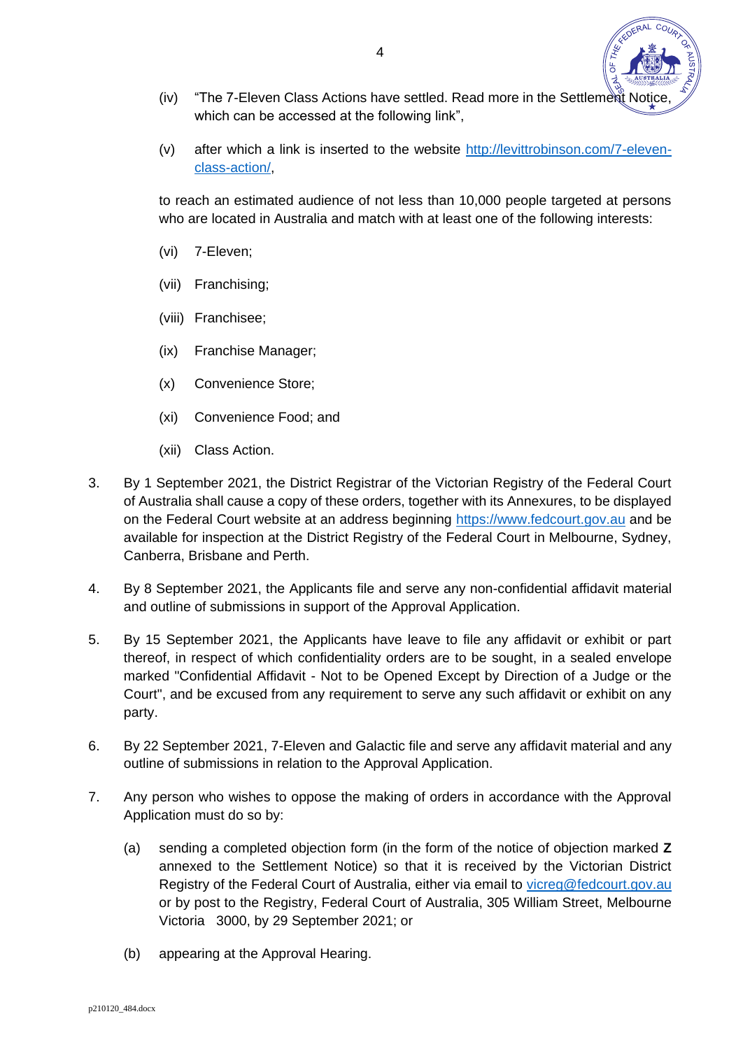(iv) "The 7-Eleven Class Actions have settled. Read more in the Settlement Notice, which can be accessed at the following link",

(v) after which a link is inserted to the website http://levittrobinson.com/7-eleven-class-action/,

to reach an estimated audience of not less than 10,000 people targeted at persons who are located in Australia and match with at least one of the following interests:

(vi) 7-Eleven;

(vii) Franchising;

(viii) Franchisee;

(ix) Franchise Manager;

(x) Convenience Store;

(xi) Convenience Food; and

(xii) Class Action.

3. By 1 September 2021, the District Registrar of the Victorian Registry of the Federal Court of Australia shall cause a copy of these orders, together with its Annexures, to be displayed on the Federal Court website at an address beginning https://www.fedcourt.gov.au and be available for inspection at the District Registry of the Federal Court in Melbourne, Sydney, Canberra, Brisbane and Perth.

4. By 8 September 2021, the Applicants file and serve any non-confidential affidavit material and outline of submissions in support of the Approval Application.

5. By 15 September 2021, the Applicants have leave to file any affidavit or exhibit or part thereof, in respect of which confidentiality orders are to be sought, in a sealed envelope marked "Confidential Affidavit - Not to be Opened Except by Direction of a Judge or the Court", and be excused from any requirement to serve any such affidavit or exhibit on any party.

6. By 22 September 2021, 7-Eleven and Galactic file and serve any affidavit material and any outline of submissions in relation to the Approval Application.

7. Any person who wishes to oppose the making of orders in accordance with the Approval Application must do so by:

   (a) sending a completed objection form (in the form of the notice of objection marked **Z** annexed to the Settlement Notice) so that it is received by the Victorian District Registry of the Federal Court of Australia, either via email to vicreg@fedcourt.gov.au or by post to the Registry, Federal Court of Australia, 305 William Street, Melbourne Victoria 3000, by 29 September 2021; or

   (b) appearing at the Approval Hearing.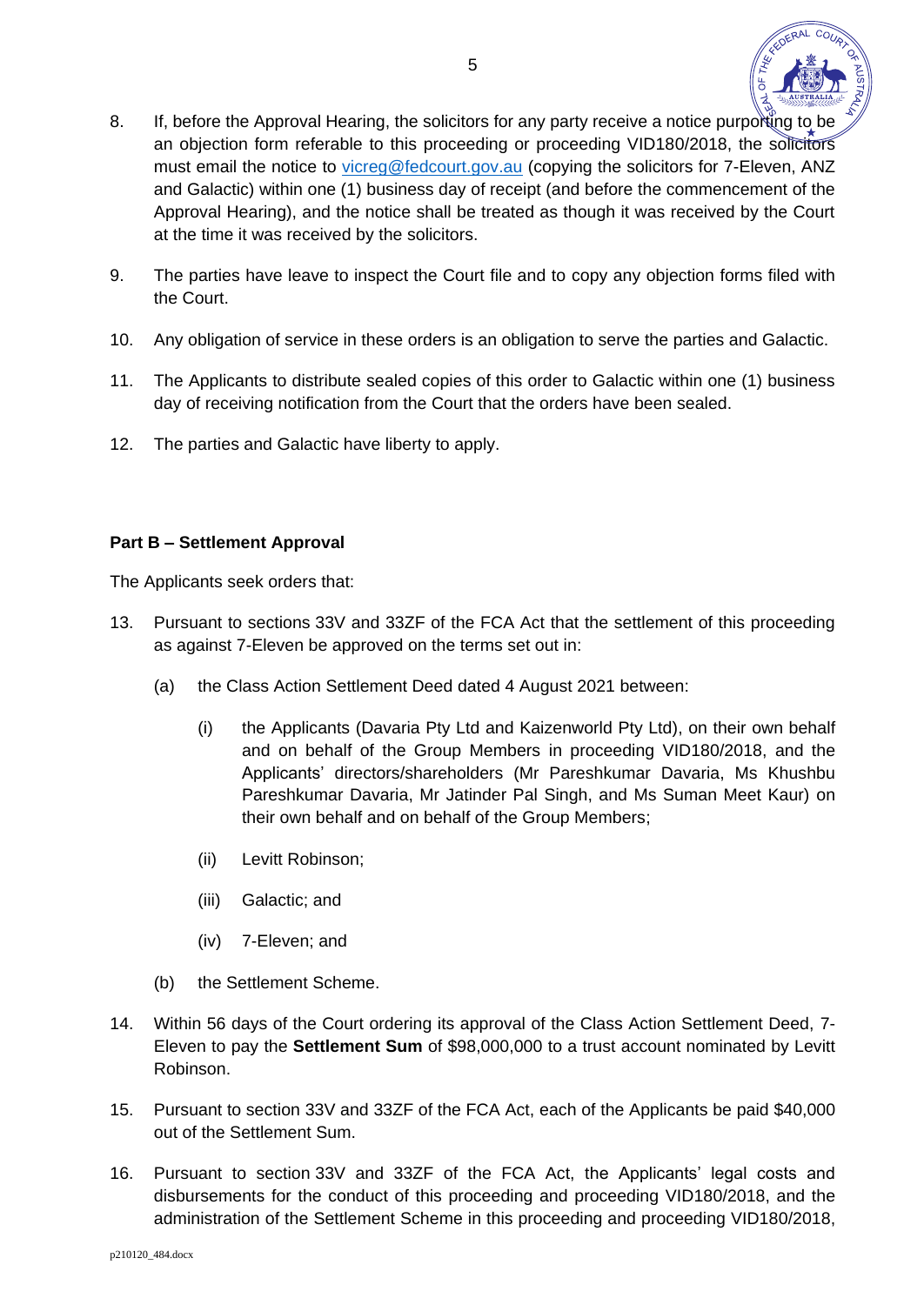8. If, before the Approval Hearing, the solicitors for any party receive a notice purporting to be an objection form referable to this proceeding or proceeding VID180/2018, the solicitors must email the notice to vicreg@fedcourt.gov.au (copying the solicitors for 7-Eleven, ANZ and Galactic) within one (1) business day of receipt (and before the commencement of the Approval Hearing), and the notice shall be treated as though it was received by the Court at the time it was received by the solicitors.

9. The parties have leave to inspect the Court file and to copy any objection forms filed with the Court.

10. Any obligation of service in these orders is an obligation to serve the parties and Galactic.

11. The Applicants to distribute sealed copies of this order to Galactic within one (1) business day of receiving notification from the Court that the orders have been sealed.

12. The parties and Galactic have liberty to apply.

**Part B – Settlement Approval**

The Applicants seek orders that:

13. Pursuant to sections 33V and 33ZF of the FCA Act that the settlement of this proceeding as against 7-Eleven be approved on the terms set out in:

    (a) the Class Action Settlement Deed dated 4 August 2021 between:

        (i) the Applicants (Davaria Pty Ltd and Kaizenworld Pty Ltd), on their own behalf and on behalf of the Group Members in proceeding VID180/2018, and the Applicants' directors/shareholders (Mr Pareshkumar Davaria, Ms Khushbu Pareshkumar Davaria, Mr Jatinder Pal Singh, and Ms Suman Meet Kaur) on their own behalf and on behalf of the Group Members;

        (ii) Levitt Robinson;

        (iii) Galactic; and

        (iv) 7-Eleven; and

    (b) the Settlement Scheme.

14. Within 56 days of the Court ordering its approval of the Class Action Settlement Deed, 7-Eleven to pay the **Settlement Sum** of $98,000,000 to a trust account nominated by Levitt Robinson.

15. Pursuant to section 33V and 33ZF of the FCA Act, each of the Applicants be paid $40,000 out of the Settlement Sum.

16. Pursuant to section 33V and 33ZF of the FCA Act, the Applicants' legal costs and disbursements for the conduct of this proceeding and proceeding VID180/2018, and the administration of the Settlement Scheme in this proceeding and proceeding VID180/2018,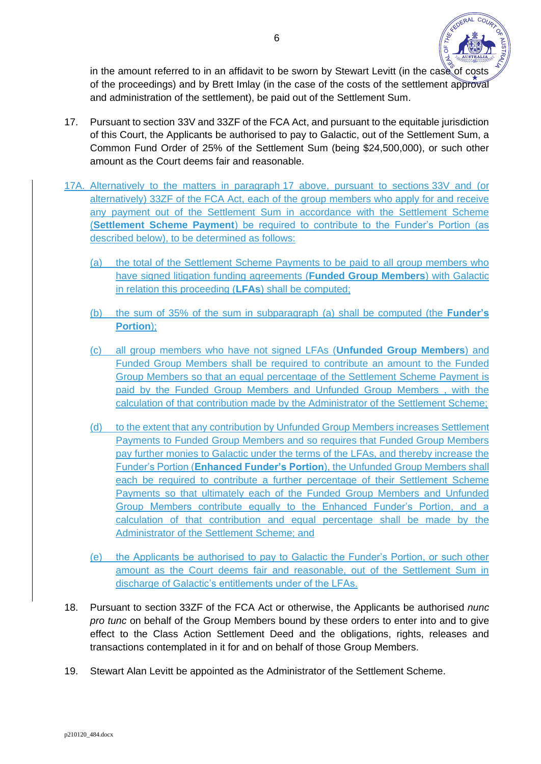in the amount referred to in an affidavit to be sworn by Stewart Levitt (in the case of costs of the proceedings) and by Brett Imlay (in the case of the costs of the settlement approval and administration of the settlement), be paid out of the Settlement Sum.

17. Pursuant to section 33V and 33ZF of the FCA Act, and pursuant to the equitable jurisdiction of this Court, the Applicants be authorised to pay to Galactic, out of the Settlement Sum, a Common Fund Order of 25% of the Settlement Sum (being $24,500,000), or such other amount as the Court deems fair and reasonable.

17A. Alternatively to the matters in paragraph 17 above, pursuant to sections 33V and (or alternatively) 33ZF of the FCA Act, each of the group members who apply for and receive any payment out of the Settlement Sum in accordance with the Settlement Scheme (**Settlement Scheme Payment**) be required to contribute to the Funder's Portion (as described below), to be determined as follows:

(a) the total of the Settlement Scheme Payments to be paid to all group members who have signed litigation funding agreements (**Funded Group Members**) with Galactic in relation this proceeding (**LFAs**) shall be computed;

(b) the sum of 35% of the sum in subparagraph (a) shall be computed (the **Funder's Portion**);

(c) all group members who have not signed LFAs (**Unfunded Group Members**) and Funded Group Members shall be required to contribute an amount to the Funded Group Members so that an equal percentage of the Settlement Scheme Payment is paid by the Funded Group Members and Unfunded Group Members , with the calculation of that contribution made by the Administrator of the Settlement Scheme;

(d) to the extent that any contribution by Unfunded Group Members increases Settlement Payments to Funded Group Members and so requires that Funded Group Members pay further monies to Galactic under the terms of the LFAs, and thereby increase the Funder's Portion (**Enhanced Funder's Portion**), the Unfunded Group Members shall each be required to contribute a further percentage of their Settlement Scheme Payments so that ultimately each of the Funded Group Members and Unfunded Group Members contribute equally to the Enhanced Funder's Portion, and a calculation of that contribution and equal percentage shall be made by the Administrator of the Settlement Scheme; and

(e) the Applicants be authorised to pay to Galactic the Funder's Portion, or such other amount as the Court deems fair and reasonable, out of the Settlement Sum in discharge of Galactic's entitlements under of the LFAs.

18. Pursuant to section 33ZF of the FCA Act or otherwise, the Applicants be authorised *nunc pro tunc* on behalf of the Group Members bound by these orders to enter into and to give effect to the Class Action Settlement Deed and the obligations, rights, releases and transactions contemplated in it for and on behalf of those Group Members.

19. Stewart Alan Levitt be appointed as the Administrator of the Settlement Scheme.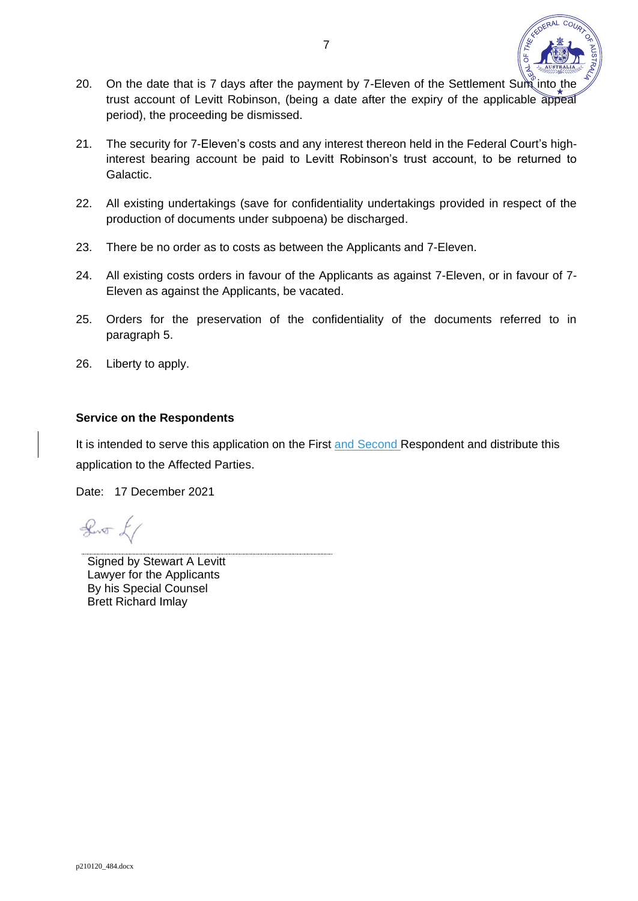20. On the date that is 7 days after the payment by 7-Eleven of the Settlement Sum into the trust account of Levitt Robinson, (being a date after the expiry of the applicable appeal period), the proceeding be dismissed.

21. The security for 7-Eleven's costs and any interest thereon held in the Federal Court's high-interest bearing account be paid to Levitt Robinson's trust account, to be returned to Galactic.

22. All existing undertakings (save for confidentiality undertakings provided in respect of the production of documents under subpoena) be discharged.

23. There be no order as to costs as between the Applicants and 7-Eleven.

24. All existing costs orders in favour of the Applicants as against 7-Eleven, or in favour of 7-Eleven as against the Applicants, be vacated.

25. Orders for the preservation of the confidentiality of the documents referred to in paragraph 5.

26. Liberty to apply.

**Service on the Respondents**

It is intended to serve this application on the First and Second Respondent and distribute this application to the Affected Parties.

Date: 17 December 2021

Signed by Stewart A Levitt
Lawyer for the Applicants
By his Special Counsel
Brett Richard Imlay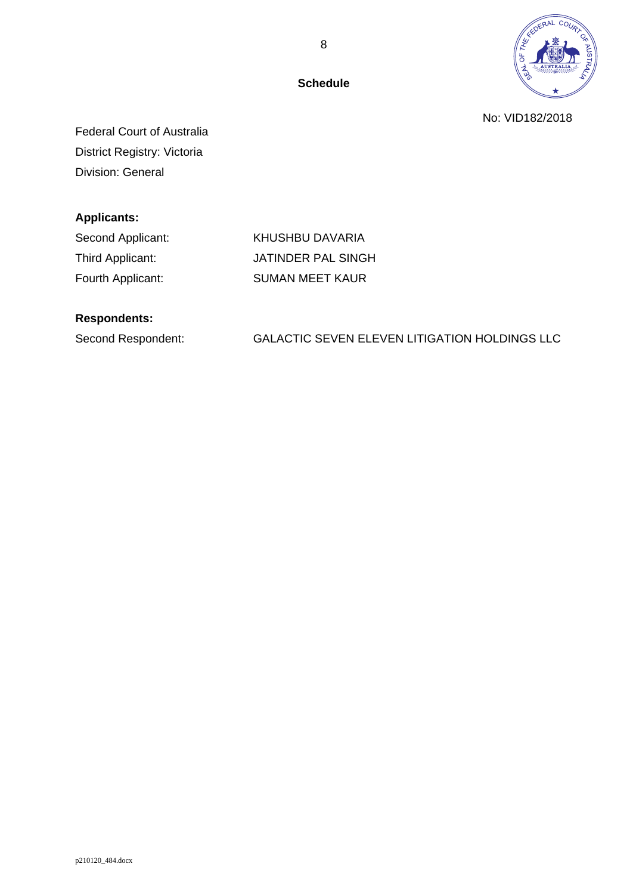## Schedule

No: VID182/2018

Federal Court of Australia
District Registry: Victoria
Division: General

**Applicants:**

| | |
|---|---|
| Second Applicant: | KHUSHBU DAVARIA |
| Third Applicant: | JATINDER PAL SINGH |
| Fourth Applicant: | SUMAN MEET KAUR |

**Respondents:**

| | |
|---|---|
| Second Respondent: | GALACTIC SEVEN ELEVEN LITIGATION HOLDINGS LLC |

p210120_484.docx